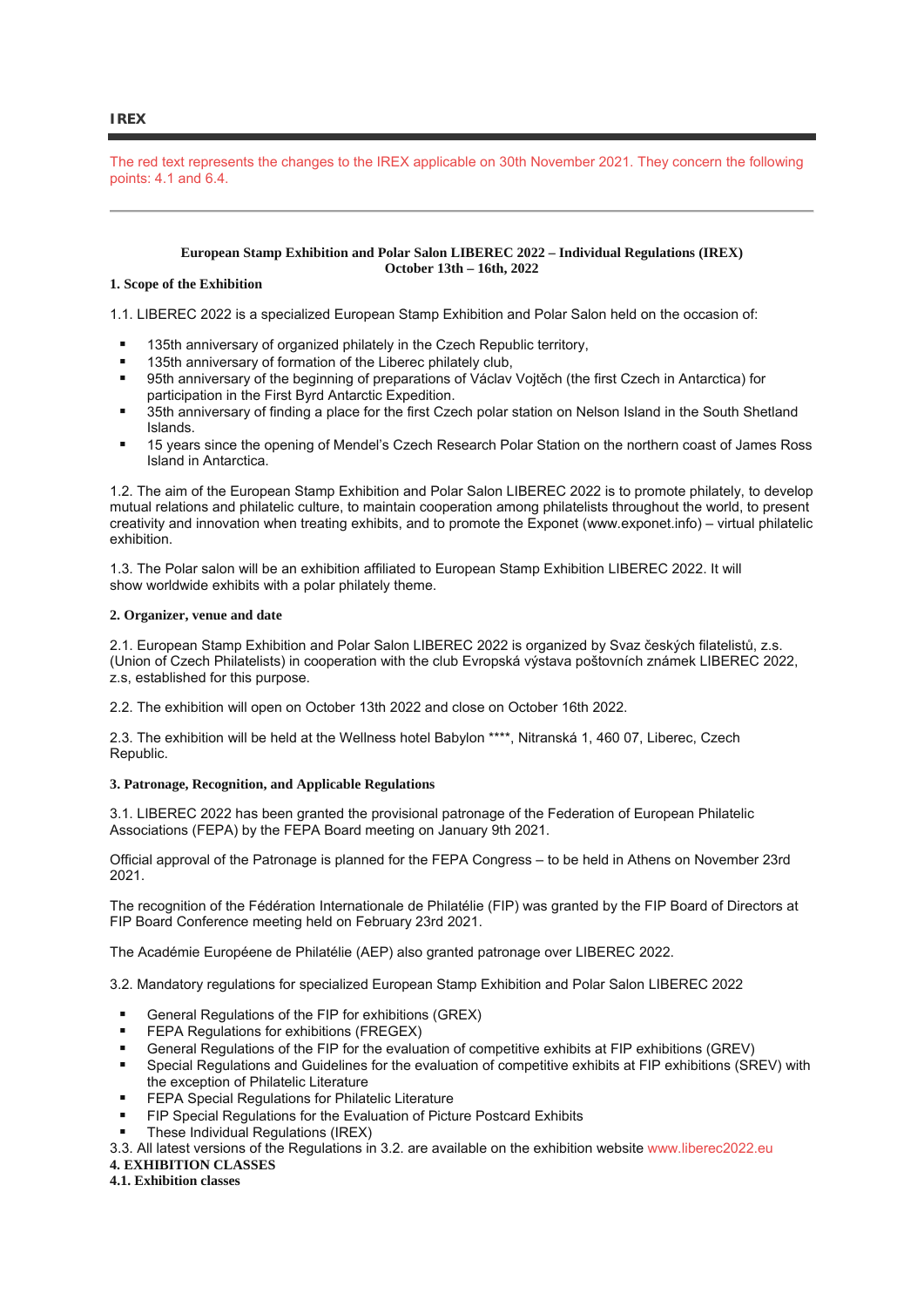**IREX**

The red text represents the changes to the IREX applicable on 30th November 2021. They concern the following points: 4.1 and 6.4.

---

# European Stamp Exhibition and Polar Salon LIBEREC 2022 – Individual Regulations (IREX)
## October 13th – 16th, 2022

### 1. Scope of the Exhibition

1.1. LIBEREC 2022 is a specialized European Stamp Exhibition and Polar Salon held on the occasion of:

- 135th anniversary of organized philately in the Czech Republic territory,
- 135th anniversary of formation of the Liberec philately club,
- 95th anniversary of the beginning of preparations of Václav Vojtěch (the first Czech in Antarctica) for participation in the First Byrd Antarctic Expedition.
- 35th anniversary of finding a place for the first Czech polar station on Nelson Island in the South Shetland Islands.
- 15 years since the opening of Mendel's Czech Research Polar Station on the northern coast of James Ross Island in Antarctica.

1.2. The aim of the European Stamp Exhibition and Polar Salon LIBEREC 2022 is to promote philately, to develop mutual relations and philatelic culture, to maintain cooperation among philatelists throughout the world, to present creativity and innovation when treating exhibits, and to promote the Exponet (www.exponet.info) – virtual philatelic exhibition.

1.3. The Polar salon will be an exhibition affiliated to European Stamp Exhibition LIBEREC 2022. It will show worldwide exhibits with a polar philately theme.

### 2. Organizer, venue and date

2.1. European Stamp Exhibition and Polar Salon LIBEREC 2022 is organized by Svaz českých filatelistů, z.s. (Union of Czech Philatelists) in cooperation with the club Evropská výstava poštovních známek LIBEREC 2022, z.s, established for this purpose.

2.2. The exhibition will open on October 13th 2022 and close on October 16th 2022.

2.3. The exhibition will be held at the Wellness hotel Babylon ****, Nitranská 1, 460 07, Liberec, Czech Republic.

### 3. Patronage, Recognition, and Applicable Regulations

3.1. LIBEREC 2022 has been granted the provisional patronage of the Federation of European Philatelic Associations (FEPA) by the FEPA Board meeting on January 9th 2021.

Official approval of the Patronage is planned for the FEPA Congress – to be held in Athens on November 23rd 2021.

The recognition of the Fédération Internationale de Philatélie (FIP) was granted by the FIP Board of Directors at FIP Board Conference meeting held on February 23rd 2021.

The Académie Européene de Philatélie (AEP) also granted patronage over LIBEREC 2022.

3.2. Mandatory regulations for specialized European Stamp Exhibition and Polar Salon LIBEREC 2022

- General Regulations of the FIP for exhibitions (GREX)
- FEPA Regulations for exhibitions (FREGEX)
- General Regulations of the FIP for the evaluation of competitive exhibits at FIP exhibitions (GREV)
- Special Regulations and Guidelines for the evaluation of competitive exhibits at FIP exhibitions (SREV) with the exception of Philatelic Literature
- FEPA Special Regulations for Philatelic Literature
- FIP Special Regulations for the Evaluation of Picture Postcard Exhibits
- These Individual Regulations (IREX)

3.3. All latest versions of the Regulations in 3.2. are available on the exhibition website www.liberec2022.eu

### 4. EXHIBITION CLASSES

#### 4.1. Exhibition classes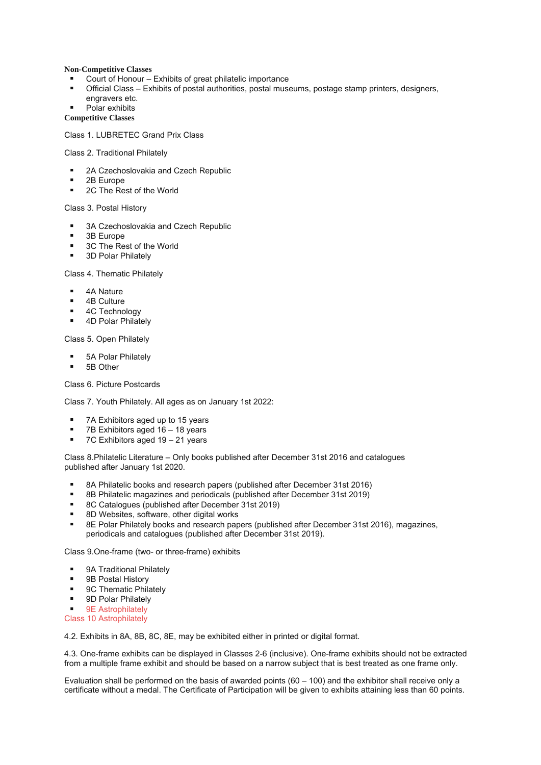**Non-Competitive Classes**

- Court of Honour – Exhibits of great philatelic importance
- Official Class – Exhibits of postal authorities, postal museums, postage stamp printers, designers, engravers etc.
- Polar exhibits

**Competitive Classes**

Class 1. LUBRETEC Grand Prix Class

Class 2. Traditional Philately

- 2A Czechoslovakia and Czech Republic
- 2B Europe
- 2C The Rest of the World

Class 3. Postal History

- 3A Czechoslovakia and Czech Republic
- 3B Europe
- 3C The Rest of the World
- 3D Polar Philately

Class 4. Thematic Philately

- 4A Nature
- 4B Culture
- 4C Technology
- 4D Polar Philately

Class 5. Open Philately

- 5A Polar Philately
- 5B Other

Class 6. Picture Postcards

Class 7. Youth Philately. All ages as on January 1st 2022:

- 7A Exhibitors aged up to 15 years
- 7B Exhibitors aged 16 – 18 years
- 7C Exhibitors aged 19 – 21 years

Class 8.Philatelic Literature – Only books published after December 31st 2016 and catalogues published after January 1st 2020.

- 8A Philatelic books and research papers (published after December 31st 2016)
- 8B Philatelic magazines and periodicals (published after December 31st 2019)
- 8C Catalogues (published after December 31st 2019)
- 8D Websites, software, other digital works
- 8E Polar Philately books and research papers (published after December 31st 2016), magazines, periodicals and catalogues (published after December 31st 2019).

Class 9.One-frame (two- or three-frame) exhibits

- 9A Traditional Philately
- 9B Postal History
- 9C Thematic Philately
- 9D Polar Philately
- 9E Astrophilately

Class 10 Astrophilately

4.2. Exhibits in 8A, 8B, 8C, 8E, may be exhibited either in printed or digital format.

4.3. One-frame exhibits can be displayed in Classes 2-6 (inclusive). One-frame exhibits should not be extracted from a multiple frame exhibit and should be based on a narrow subject that is best treated as one frame only.

Evaluation shall be performed on the basis of awarded points (60 – 100) and the exhibitor shall receive only a certificate without a medal. The Certificate of Participation will be given to exhibits attaining less than 60 points.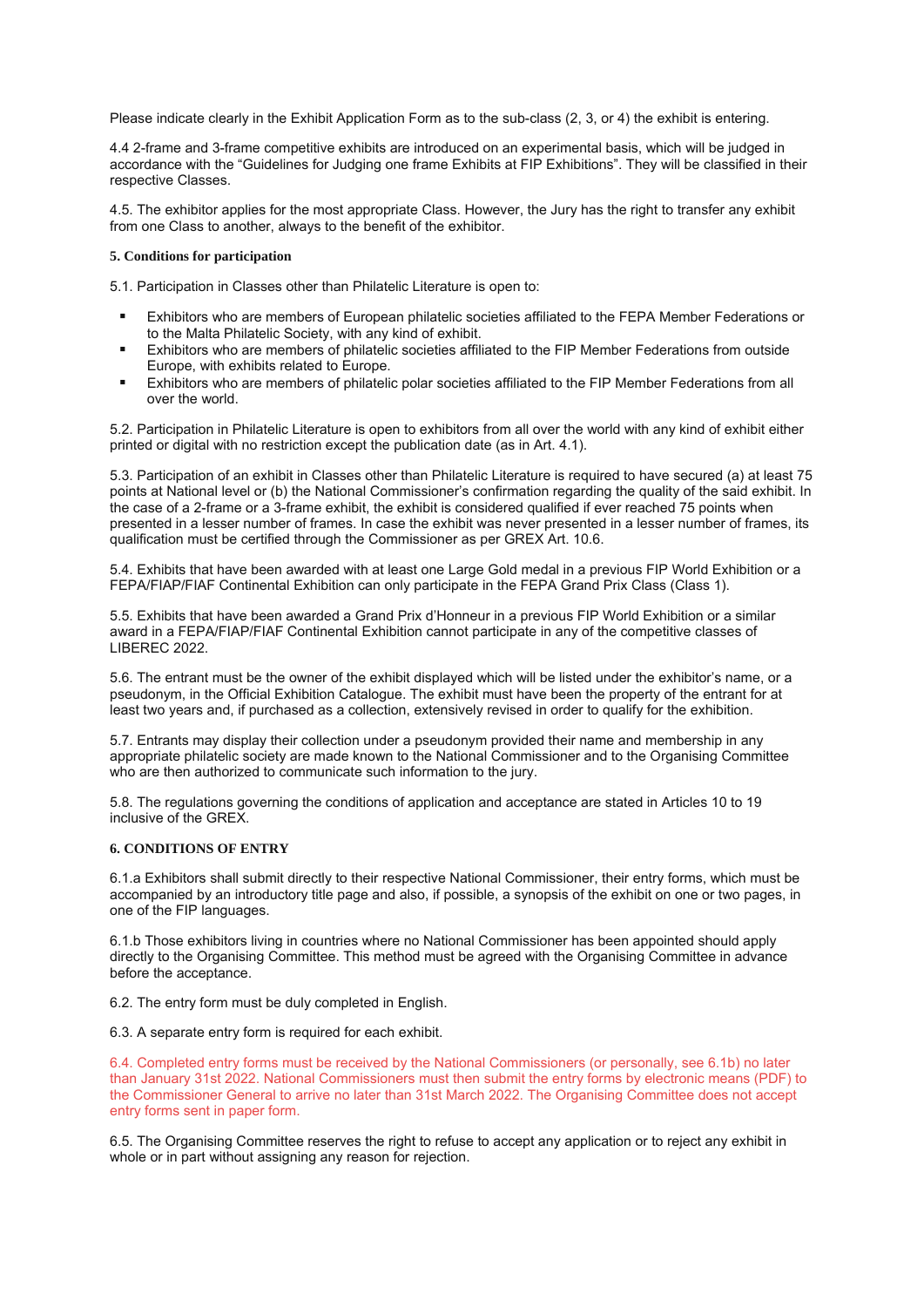Please indicate clearly in the Exhibit Application Form as to the sub-class (2, 3, or 4) the exhibit is entering.

4.4 2-frame and 3-frame competitive exhibits are introduced on an experimental basis, which will be judged in accordance with the “Guidelines for Judging one frame Exhibits at FIP Exhibitions”. They will be classified in their respective Classes.

4.5. The exhibitor applies for the most appropriate Class. However, the Jury has the right to transfer any exhibit from one Class to another, always to the benefit of the exhibitor.

**5. Conditions for participation**

5.1. Participation in Classes other than Philatelic Literature is open to:

- Exhibitors who are members of European philatelic societies affiliated to the FEPA Member Federations or to the Malta Philatelic Society, with any kind of exhibit.
- Exhibitors who are members of philatelic societies affiliated to the FIP Member Federations from outside Europe, with exhibits related to Europe.
- Exhibitors who are members of philatelic polar societies affiliated to the FIP Member Federations from all over the world.

5.2. Participation in Philatelic Literature is open to exhibitors from all over the world with any kind of exhibit either printed or digital with no restriction except the publication date (as in Art. 4.1).

5.3. Participation of an exhibit in Classes other than Philatelic Literature is required to have secured (a) at least 75 points at National level or (b) the National Commissioner’s confirmation regarding the quality of the said exhibit. In the case of a 2-frame or a 3-frame exhibit, the exhibit is considered qualified if ever reached 75 points when presented in a lesser number of frames. In case the exhibit was never presented in a lesser number of frames, its qualification must be certified through the Commissioner as per GREX Art. 10.6.

5.4. Exhibits that have been awarded with at least one Large Gold medal in a previous FIP World Exhibition or a FEPA/FIAP/FIAF Continental Exhibition can only participate in the FEPA Grand Prix Class (Class 1).

5.5. Exhibits that have been awarded a Grand Prix d’Honneur in a previous FIP World Exhibition or a similar award in a FEPA/FIAP/FIAF Continental Exhibition cannot participate in any of the competitive classes of LIBEREC 2022.

5.6. The entrant must be the owner of the exhibit displayed which will be listed under the exhibitor’s name, or a pseudonym, in the Official Exhibition Catalogue. The exhibit must have been the property of the entrant for at least two years and, if purchased as a collection, extensively revised in order to qualify for the exhibition.

5.7. Entrants may display their collection under a pseudonym provided their name and membership in any appropriate philatelic society are made known to the National Commissioner and to the Organising Committee who are then authorized to communicate such information to the jury.

5.8. The regulations governing the conditions of application and acceptance are stated in Articles 10 to 19 inclusive of the GREX.

**6. CONDITIONS OF ENTRY**

6.1.a Exhibitors shall submit directly to their respective National Commissioner, their entry forms, which must be accompanied by an introductory title page and also, if possible, a synopsis of the exhibit on one or two pages, in one of the FIP languages.

6.1.b Those exhibitors living in countries where no National Commissioner has been appointed should apply directly to the Organising Committee. This method must be agreed with the Organising Committee in advance before the acceptance.

6.2. The entry form must be duly completed in English.

6.3. A separate entry form is required for each exhibit.

6.4. Completed entry forms must be received by the National Commissioners (or personally, see 6.1b) no later than January 31st 2022. National Commissioners must then submit the entry forms by electronic means (PDF) to the Commissioner General to arrive no later than 31st March 2022. The Organising Committee does not accept entry forms sent in paper form.

6.5. The Organising Committee reserves the right to refuse to accept any application or to reject any exhibit in whole or in part without assigning any reason for rejection.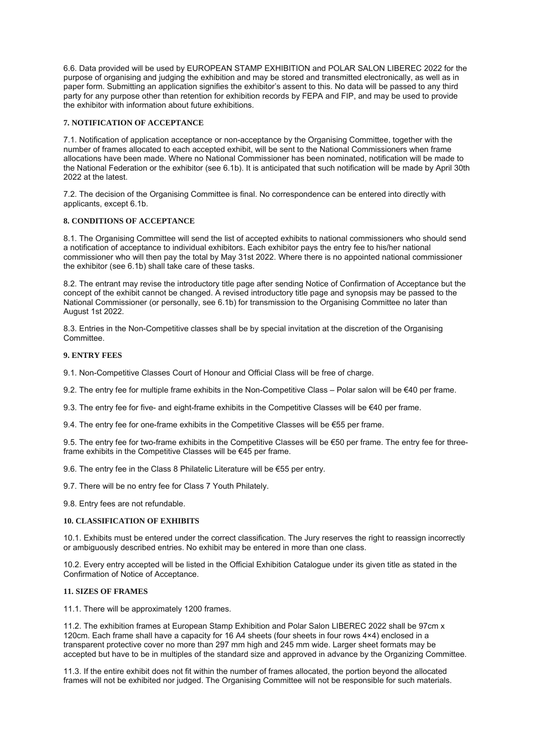6.6. Data provided will be used by EUROPEAN STAMP EXHIBITION and POLAR SALON LIBEREC 2022 for the purpose of organising and judging the exhibition and may be stored and transmitted electronically, as well as in paper form. Submitting an application signifies the exhibitor's assent to this. No data will be passed to any third party for any purpose other than retention for exhibition records by FEPA and FIP, and may be used to provide the exhibitor with information about future exhibitions.

## 7. NOTIFICATION OF ACCEPTANCE

7.1. Notification of application acceptance or non-acceptance by the Organising Committee, together with the number of frames allocated to each accepted exhibit, will be sent to the National Commissioners when frame allocations have been made. Where no National Commissioner has been nominated, notification will be made to the National Federation or the exhibitor (see 6.1b). It is anticipated that such notification will be made by April 30th 2022 at the latest.

7.2. The decision of the Organising Committee is final. No correspondence can be entered into directly with applicants, except 6.1b.

## 8. CONDITIONS OF ACCEPTANCE

8.1. The Organising Committee will send the list of accepted exhibits to national commissioners who should send a notification of acceptance to individual exhibitors. Each exhibitor pays the entry fee to his/her national commissioner who will then pay the total by May 31st 2022. Where there is no appointed national commissioner the exhibitor (see 6.1b) shall take care of these tasks.

8.2. The entrant may revise the introductory title page after sending Notice of Confirmation of Acceptance but the concept of the exhibit cannot be changed. A revised introductory title page and synopsis may be passed to the National Commissioner (or personally, see 6.1b) for transmission to the Organising Committee no later than August 1st 2022.

8.3. Entries in the Non-Competitive classes shall be by special invitation at the discretion of the Organising Committee.

## 9. ENTRY FEES

9.1. Non-Competitive Classes Court of Honour and Official Class will be free of charge.

9.2. The entry fee for multiple frame exhibits in the Non-Competitive Class – Polar salon will be €40 per frame.

9.3. The entry fee for five- and eight-frame exhibits in the Competitive Classes will be €40 per frame.

9.4. The entry fee for one-frame exhibits in the Competitive Classes will be €55 per frame.

9.5. The entry fee for two-frame exhibits in the Competitive Classes will be €50 per frame. The entry fee for three-frame exhibits in the Competitive Classes will be €45 per frame.

9.6. The entry fee in the Class 8 Philatelic Literature will be €55 per entry.

9.7. There will be no entry fee for Class 7 Youth Philately.

9.8. Entry fees are not refundable.

## 10. CLASSIFICATION OF EXHIBITS

10.1. Exhibits must be entered under the correct classification. The Jury reserves the right to reassign incorrectly or ambiguously described entries. No exhibit may be entered in more than one class.

10.2. Every entry accepted will be listed in the Official Exhibition Catalogue under its given title as stated in the Confirmation of Notice of Acceptance.

## 11. SIZES OF FRAMES

11.1. There will be approximately 1200 frames.

11.2. The exhibition frames at European Stamp Exhibition and Polar Salon LIBEREC 2022 shall be 97cm x 120cm. Each frame shall have a capacity for 16 A4 sheets (four sheets in four rows 4×4) enclosed in a transparent protective cover no more than 297 mm high and 245 mm wide. Larger sheet formats may be accepted but have to be in multiples of the standard size and approved in advance by the Organizing Committee.

11.3. If the entire exhibit does not fit within the number of frames allocated, the portion beyond the allocated frames will not be exhibited nor judged. The Organising Committee will not be responsible for such materials.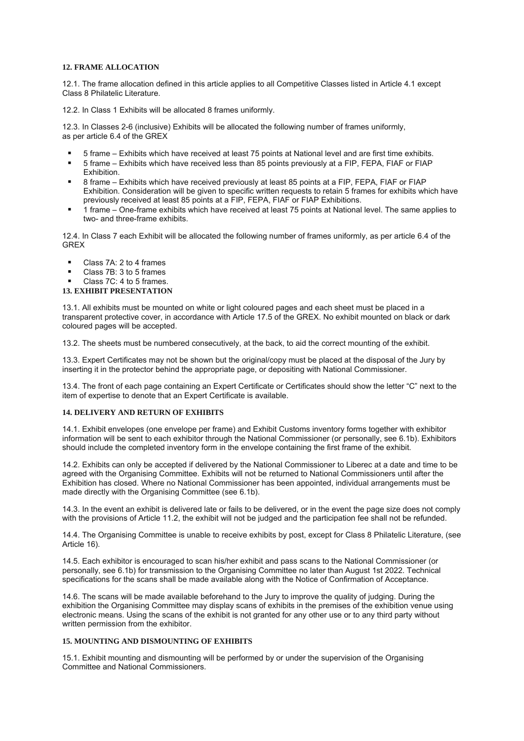## 12. FRAME ALLOCATION

12.1. The frame allocation defined in this article applies to all Competitive Classes listed in Article 4.1 except Class 8 Philatelic Literature.

12.2. In Class 1 Exhibits will be allocated 8 frames uniformly.

12.3. In Classes 2-6 (inclusive) Exhibits will be allocated the following number of frames uniformly, as per article 6.4 of the GREX

- 5 frame – Exhibits which have received at least 75 points at National level and are first time exhibits.
- 5 frame – Exhibits which have received less than 85 points previously at a FIP, FEPA, FIAF or FIAP Exhibition.
- 8 frame – Exhibits which have received previously at least 85 points at a FIP, FEPA, FIAF or FIAP Exhibition. Consideration will be given to specific written requests to retain 5 frames for exhibits which have previously received at least 85 points at a FIP, FEPA, FIAF or FIAP Exhibitions.
- 1 frame – One-frame exhibits which have received at least 75 points at National level. The same applies to two- and three-frame exhibits.

12.4. In Class 7 each Exhibit will be allocated the following number of frames uniformly, as per article 6.4 of the GREX

- Class 7A: 2 to 4 frames
- Class 7B: 3 to 5 frames
- Class 7C: 4 to 5 frames.

## 13. EXHIBIT PRESENTATION

13.1. All exhibits must be mounted on white or light coloured pages and each sheet must be placed in a transparent protective cover, in accordance with Article 17.5 of the GREX. No exhibit mounted on black or dark coloured pages will be accepted.

13.2. The sheets must be numbered consecutively, at the back, to aid the correct mounting of the exhibit.

13.3. Expert Certificates may not be shown but the original/copy must be placed at the disposal of the Jury by inserting it in the protector behind the appropriate page, or depositing with National Commissioner.

13.4. The front of each page containing an Expert Certificate or Certificates should show the letter "C" next to the item of expertise to denote that an Expert Certificate is available.

## 14. DELIVERY AND RETURN OF EXHIBITS

14.1. Exhibit envelopes (one envelope per frame) and Exhibit Customs inventory forms together with exhibitor information will be sent to each exhibitor through the National Commissioner (or personally, see 6.1b). Exhibitors should include the completed inventory form in the envelope containing the first frame of the exhibit.

14.2. Exhibits can only be accepted if delivered by the National Commissioner to Liberec at a date and time to be agreed with the Organising Committee. Exhibits will not be returned to National Commissioners until after the Exhibition has closed. Where no National Commissioner has been appointed, individual arrangements must be made directly with the Organising Committee (see 6.1b).

14.3. In the event an exhibit is delivered late or fails to be delivered, or in the event the page size does not comply with the provisions of Article 11.2, the exhibit will not be judged and the participation fee shall not be refunded.

14.4. The Organising Committee is unable to receive exhibits by post, except for Class 8 Philatelic Literature, (see Article 16).

14.5. Each exhibitor is encouraged to scan his/her exhibit and pass scans to the National Commissioner (or personally, see 6.1b) for transmission to the Organising Committee no later than August 1st 2022. Technical specifications for the scans shall be made available along with the Notice of Confirmation of Acceptance.

14.6. The scans will be made available beforehand to the Jury to improve the quality of judging. During the exhibition the Organising Committee may display scans of exhibits in the premises of the exhibition venue using electronic means. Using the scans of the exhibit is not granted for any other use or to any third party without written permission from the exhibitor.

## 15. MOUNTING AND DISMOUNTING OF EXHIBITS

15.1. Exhibit mounting and dismounting will be performed by or under the supervision of the Organising Committee and National Commissioners.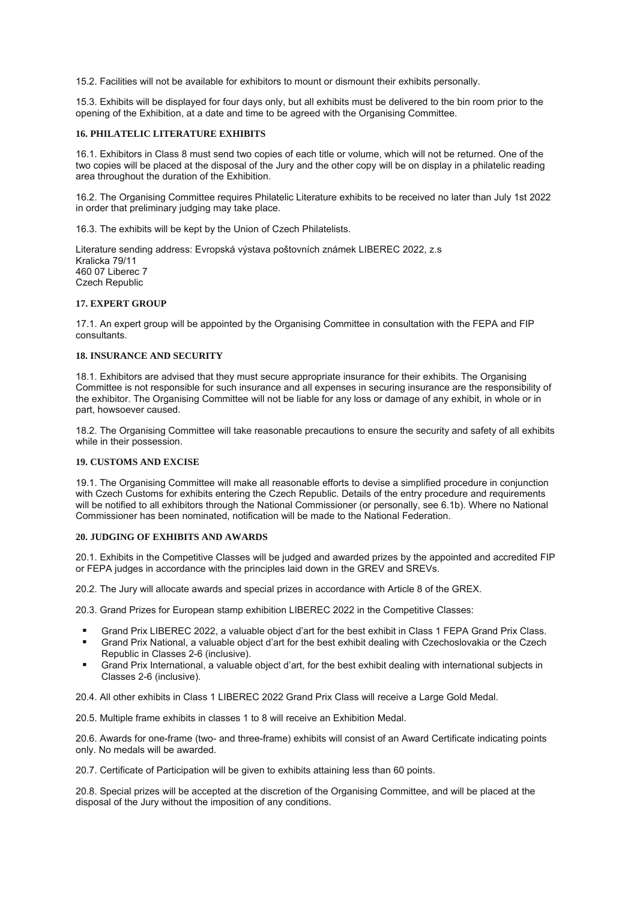15.2. Facilities will not be available for exhibitors to mount or dismount their exhibits personally.

15.3. Exhibits will be displayed for four days only, but all exhibits must be delivered to the bin room prior to the opening of the Exhibition, at a date and time to be agreed with the Organising Committee.

### 16. PHILATELIC LITERATURE EXHIBITS

16.1. Exhibitors in Class 8 must send two copies of each title or volume, which will not be returned. One of the two copies will be placed at the disposal of the Jury and the other copy will be on display in a philatelic reading area throughout the duration of the Exhibition.

16.2. The Organising Committee requires Philatelic Literature exhibits to be received no later than July 1st 2022 in order that preliminary judging may take place.

16.3. The exhibits will be kept by the Union of Czech Philatelists.

Literature sending address: Evropská výstava poštovních známek LIBEREC 2022, z.s
Kralicka 79/11
460 07 Liberec 7
Czech Republic

### 17. EXPERT GROUP

17.1. An expert group will be appointed by the Organising Committee in consultation with the FEPA and FIP consultants.

### 18. INSURANCE AND SECURITY

18.1. Exhibitors are advised that they must secure appropriate insurance for their exhibits. The Organising Committee is not responsible for such insurance and all expenses in securing insurance are the responsibility of the exhibitor. The Organising Committee will not be liable for any loss or damage of any exhibit, in whole or in part, howsoever caused.

18.2. The Organising Committee will take reasonable precautions to ensure the security and safety of all exhibits while in their possession.

### 19. CUSTOMS AND EXCISE

19.1. The Organising Committee will make all reasonable efforts to devise a simplified procedure in conjunction with Czech Customs for exhibits entering the Czech Republic. Details of the entry procedure and requirements will be notified to all exhibitors through the National Commissioner (or personally, see 6.1b). Where no National Commissioner has been nominated, notification will be made to the National Federation.

### 20. JUDGING OF EXHIBITS AND AWARDS

20.1. Exhibits in the Competitive Classes will be judged and awarded prizes by the appointed and accredited FIP or FEPA judges in accordance with the principles laid down in the GREV and SREVs.

20.2. The Jury will allocate awards and special prizes in accordance with Article 8 of the GREX.

20.3. Grand Prizes for European stamp exhibition LIBEREC 2022 in the Competitive Classes:

- Grand Prix LIBEREC 2022, a valuable object d'art for the best exhibit in Class 1 FEPA Grand Prix Class.
- Grand Prix National, a valuable object d'art for the best exhibit dealing with Czechoslovakia or the Czech Republic in Classes 2-6 (inclusive).
- Grand Prix International, a valuable object d'art, for the best exhibit dealing with international subjects in Classes 2-6 (inclusive).

20.4. All other exhibits in Class 1 LIBEREC 2022 Grand Prix Class will receive a Large Gold Medal.

20.5. Multiple frame exhibits in classes 1 to 8 will receive an Exhibition Medal.

20.6. Awards for one-frame (two- and three-frame) exhibits will consist of an Award Certificate indicating points only. No medals will be awarded.

20.7. Certificate of Participation will be given to exhibits attaining less than 60 points.

20.8. Special prizes will be accepted at the discretion of the Organising Committee, and will be placed at the disposal of the Jury without the imposition of any conditions.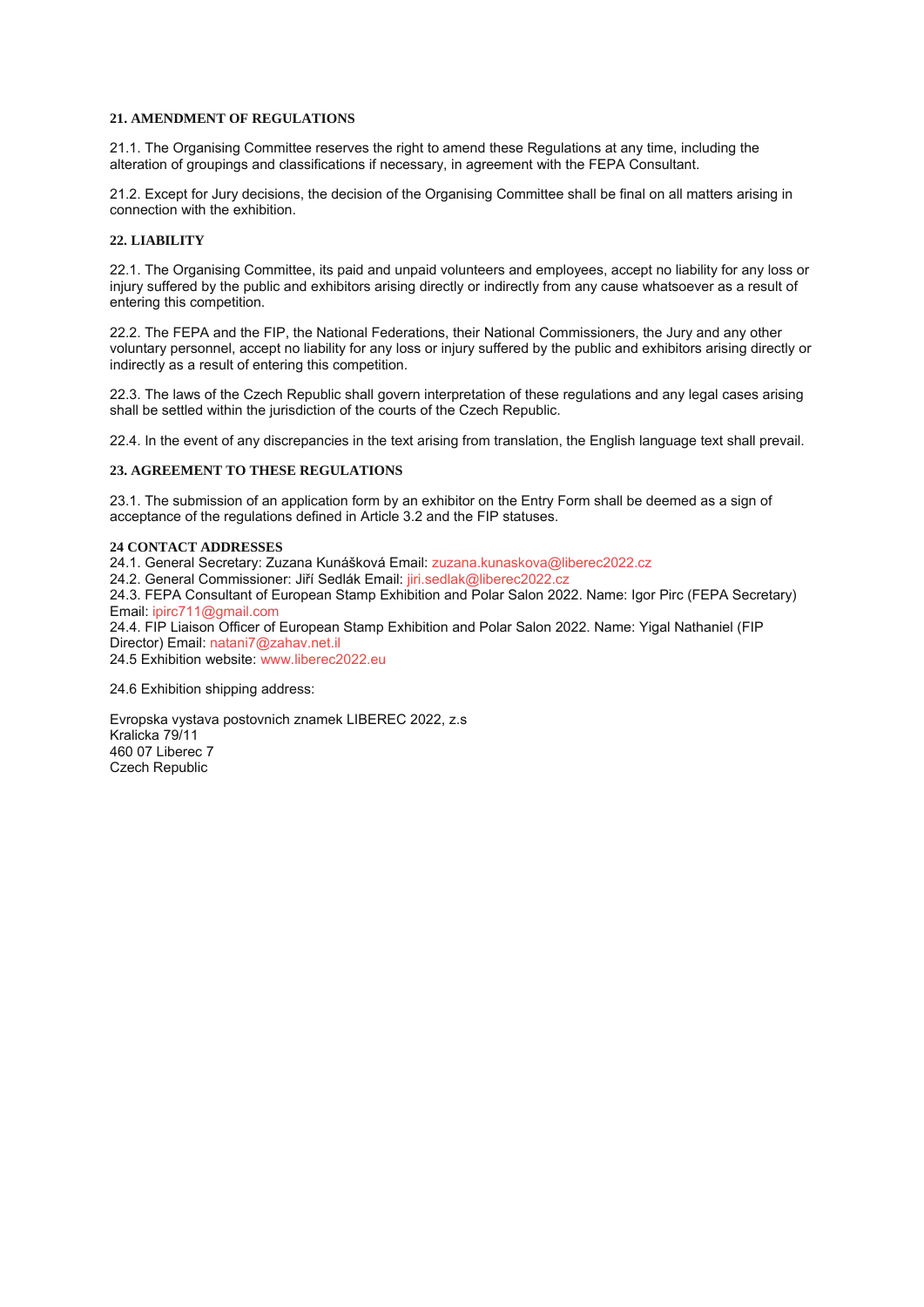## 21. AMENDMENT OF REGULATIONS

21.1. The Organising Committee reserves the right to amend these Regulations at any time, including the alteration of groupings and classifications if necessary, in agreement with the FEPA Consultant.

21.2. Except for Jury decisions, the decision of the Organising Committee shall be final on all matters arising in connection with the exhibition.

## 22. LIABILITY

22.1. The Organising Committee, its paid and unpaid volunteers and employees, accept no liability for any loss or injury suffered by the public and exhibitors arising directly or indirectly from any cause whatsoever as a result of entering this competition.

22.2. The FEPA and the FIP, the National Federations, their National Commissioners, the Jury and any other voluntary personnel, accept no liability for any loss or injury suffered by the public and exhibitors arising directly or indirectly as a result of entering this competition.

22.3. The laws of the Czech Republic shall govern interpretation of these regulations and any legal cases arising shall be settled within the jurisdiction of the courts of the Czech Republic.

22.4. In the event of any discrepancies in the text arising from translation, the English language text shall prevail.

## 23. AGREEMENT TO THESE REGULATIONS

23.1. The submission of an application form by an exhibitor on the Entry Form shall be deemed as a sign of acceptance of the regulations defined in Article 3.2 and the FIP statuses.

## 24 CONTACT ADDRESSES

24.1. General Secretary: Zuzana Kunášková Email: zuzana.kunaskova@liberec2022.cz
24.2. General Commissioner: Jiří Sedlák Email: jiri.sedlak@liberec2022.cz
24.3. FEPA Consultant of European Stamp Exhibition and Polar Salon 2022. Name: Igor Pirc (FEPA Secretary) Email: ipirc711@gmail.com
24.4. FIP Liaison Officer of European Stamp Exhibition and Polar Salon 2022. Name: Yigal Nathaniel (FIP Director) Email: natani7@zahav.net.il
24.5 Exhibition website: www.liberec2022.eu

24.6 Exhibition shipping address:

Evropska vystava postovnich znamek LIBEREC 2022, z.s
Kralicka 79/11
460 07 Liberec 7
Czech Republic